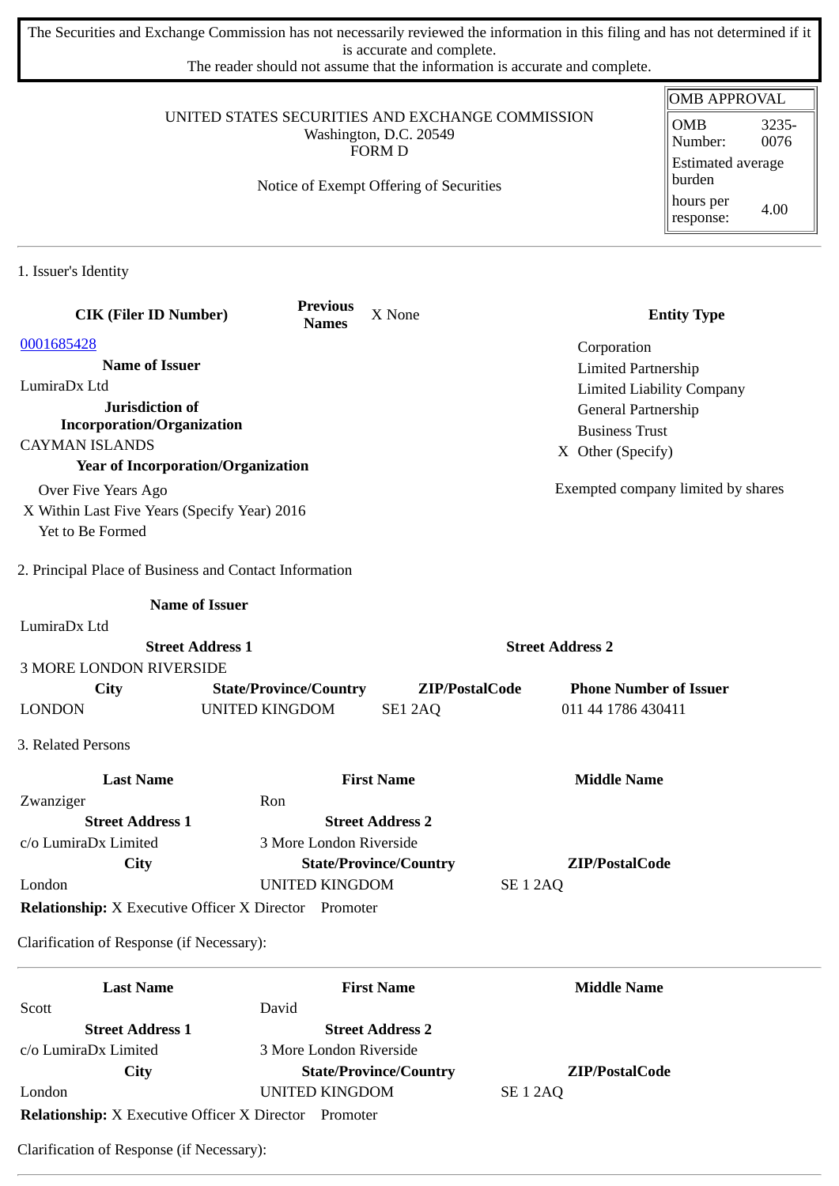The Securities and Exchange Commission has not necessarily reviewed the information in this filing and has not determined if it is accurate and complete.
The reader should not assume that the information is accurate and complete.

| OMB APPROVAL | |
|---|---|
| OMB Number: | 3235-0076 |
| Estimated average burden | |
| hours per response: | 4.00 |

UNITED STATES SECURITIES AND EXCHANGE COMMISSION
Washington, D.C. 20549
FORM D

Notice of Exempt Offering of Securities

## 1. Issuer's Identity

| CIK (Filer ID Number) | Previous Names | X None | Entity Type |
|---|---|---|---|
| 0001685428 | | | Corporation |
| **Name of Issuer** | | | Limited Partnership |
| LumiraDx Ltd | | | Limited Liability Company |
| **Jurisdiction of Incorporation/Organization** | | | General Partnership |
| CAYMAN ISLANDS | | | Business Trust |
| **Year of Incorporation/Organization** | | | X Other (Specify) |
| Over Five Years Ago | | | Exempted company limited by shares |
| X Within Last Five Years (Specify Year) 2016 | | | |
| Yet to Be Formed | | | |

## 2. Principal Place of Business and Contact Information

| Name of Issuer | | | |
|---|---|---|---|
| LumiraDx Ltd | | | |
| **Street Address 1** | | **Street Address 2** | |
| 3 MORE LONDON RIVERSIDE | | | |
| **City** | **State/Province/Country** | **ZIP/PostalCode** | **Phone Number of Issuer** |
| LONDON | UNITED KINGDOM | SE1 2AQ | 011 44 1786 430411 |

## 3. Related Persons

| Last Name | First Name | Middle Name |
|---|---|---|
| Zwanziger | Ron | |
| **Street Address 1** | **Street Address 2** | |
| c/o LumiraDx Limited | 3 More London Riverside | |
| **City** | **State/Province/Country** | **ZIP/PostalCode** |
| London | UNITED KINGDOM | SE 1 2AQ |

**Relationship:** X Executive Officer X Director Promoter

Clarification of Response (if Necessary):

---

| Last Name | First Name | Middle Name |
|---|---|---|
| Scott | David | |
| **Street Address 1** | **Street Address 2** | |
| c/o LumiraDx Limited | 3 More London Riverside | |
| **City** | **State/Province/Country** | **ZIP/PostalCode** |
| London | UNITED KINGDOM | SE 1 2AQ |

**Relationship:** X Executive Officer X Director Promoter

Clarification of Response (if Necessary):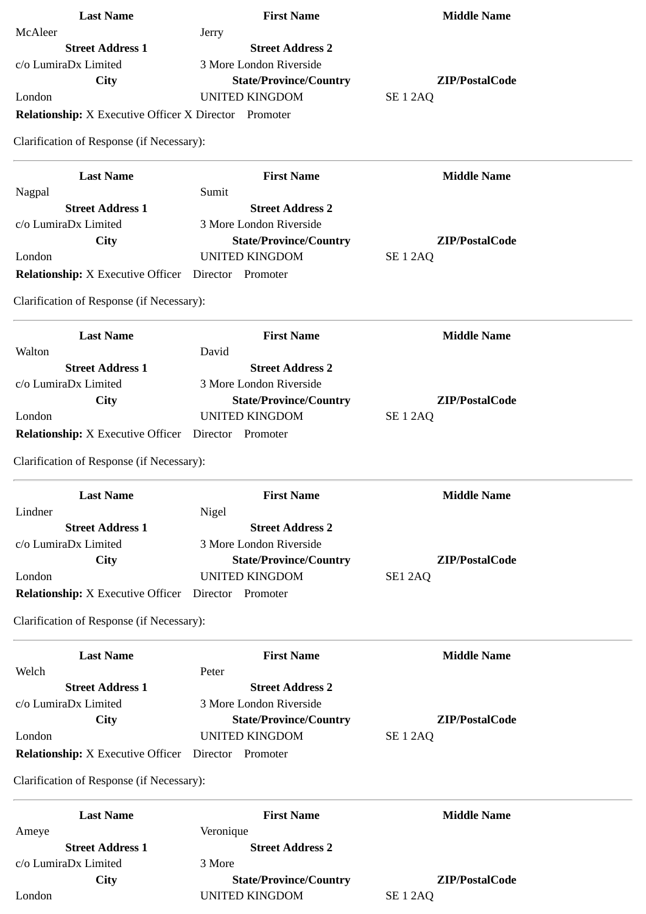| Last Name | First Name | Middle Name |
|---|---|---|
| McAleer | Jerry | |
| **Street Address 1** | **Street Address 2** | |
| c/o LumiraDx Limited | 3 More London Riverside | |
| **City** | **State/Province/Country** | **ZIP/PostalCode** |
| London | UNITED KINGDOM | SE 1 2AQ |

**Relationship:** X Executive Officer X Director  Promoter

Clarification of Response (if Necessary):

---

| Last Name | First Name | Middle Name |
|---|---|---|
| Nagpal | Sumit | |
| **Street Address 1** | **Street Address 2** | |
| c/o LumiraDx Limited | 3 More London Riverside | |
| **City** | **State/Province/Country** | **ZIP/PostalCode** |
| London | UNITED KINGDOM | SE 1 2AQ |

**Relationship:** X Executive Officer  Director  Promoter

Clarification of Response (if Necessary):

---

| Last Name | First Name | Middle Name |
|---|---|---|
| Walton | David | |
| **Street Address 1** | **Street Address 2** | |
| c/o LumiraDx Limited | 3 More London Riverside | |
| **City** | **State/Province/Country** | **ZIP/PostalCode** |
| London | UNITED KINGDOM | SE 1 2AQ |

**Relationship:** X Executive Officer  Director  Promoter

Clarification of Response (if Necessary):

---

| Last Name | First Name | Middle Name |
|---|---|---|
| Lindner | Nigel | |
| **Street Address 1** | **Street Address 2** | |
| c/o LumiraDx Limited | 3 More London Riverside | |
| **City** | **State/Province/Country** | **ZIP/PostalCode** |
| London | UNITED KINGDOM | SE1 2AQ |

**Relationship:** X Executive Officer  Director  Promoter

Clarification of Response (if Necessary):

---

| Last Name | First Name | Middle Name |
|---|---|---|
| Welch | Peter | |
| **Street Address 1** | **Street Address 2** | |
| c/o LumiraDx Limited | 3 More London Riverside | |
| **City** | **State/Province/Country** | **ZIP/PostalCode** |
| London | UNITED KINGDOM | SE 1 2AQ |

**Relationship:** X Executive Officer  Director  Promoter

Clarification of Response (if Necessary):

---

| Last Name | First Name | Middle Name |
|---|---|---|
| Ameye | Veronique | |
| **Street Address 1** | **Street Address 2** | |
| c/o LumiraDx Limited | 3 More | |
| **City** | **State/Province/Country** | **ZIP/PostalCode** |
| London | UNITED KINGDOM | SE 1 2AQ |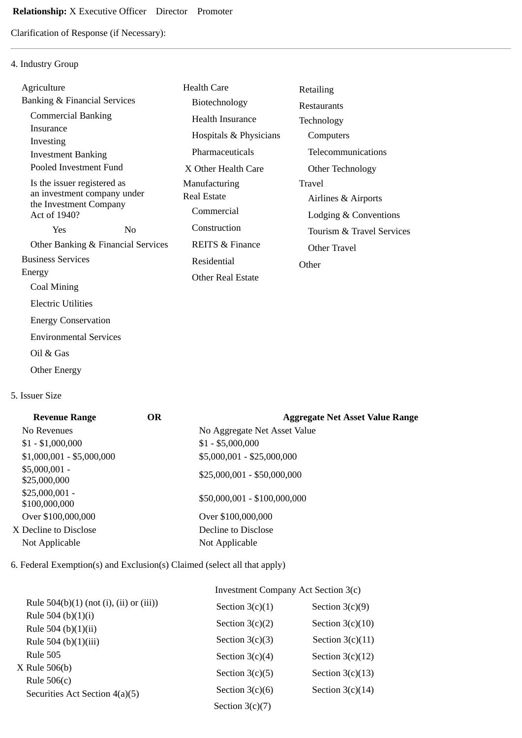**Relationship:** X Executive Officer  Director  Promoter

Clarification of Response (if Necessary):

---

4. Industry Group

- Agriculture
- Banking & Financial Services
  - Commercial Banking
  - Insurance
  - Investing
  - Investment Banking
  - Pooled Investment Fund
  - Is the issuer registered as an investment company under the Investment Company Act of 1940?
    - Yes
    - No
  - Other Banking & Financial Services
- Business Services
- Energy
  - Coal Mining
  - Electric Utilities
  - Energy Conservation
  - Environmental Services
  - Oil & Gas
  - Other Energy
- Health Care
  - Biotechnology
  - Health Insurance
  - Hospitals & Physicians
  - Pharmaceuticals
  - X Other Health Care
- Manufacturing
- Real Estate
  - Commercial
  - Construction
  - REITS & Finance
  - Residential
  - Other Real Estate
- Retailing
- Restaurants
- Technology
  - Computers
  - Telecommunications
  - Other Technology
- Travel
  - Airlines & Airports
  - Lodging & Conventions
  - Tourism & Travel Services
  - Other Travel
- Other

5. Issuer Size

| Revenue Range | OR | Aggregate Net Asset Value Range |
|---|---|---|
| No Revenues | | No Aggregate Net Asset Value |
| $1 - $1,000,000 | | $1 - $5,000,000 |
| $1,000,001 - $5,000,000 | | $5,000,001 - $25,000,000 |
| $5,000,001 - $25,000,000 | | $25,000,001 - $50,000,000 |
| $25,000,001 - $100,000,000 | | $50,000,001 - $100,000,000 |
| Over $100,000,000 | | Over $100,000,000 |
| X Decline to Disclose | | Decline to Disclose |
| Not Applicable | | Not Applicable |

6. Federal Exemption(s) and Exclusion(s) Claimed (select all that apply)

- Rule 504(b)(1) (not (i), (ii) or (iii))
- Rule 504 (b)(1)(i)
- Rule 504 (b)(1)(ii)
- Rule 504 (b)(1)(iii)
- Rule 505
- X Rule 506(b)
- Rule 506(c)
- Securities Act Section 4(a)(5)

Investment Company Act Section 3(c)

- Section 3(c)(1)
- Section 3(c)(2)
- Section 3(c)(3)
- Section 3(c)(4)
- Section 3(c)(5)
- Section 3(c)(6)
- Section 3(c)(7)
- Section 3(c)(9)
- Section 3(c)(10)
- Section 3(c)(11)
- Section 3(c)(12)
- Section 3(c)(13)
- Section 3(c)(14)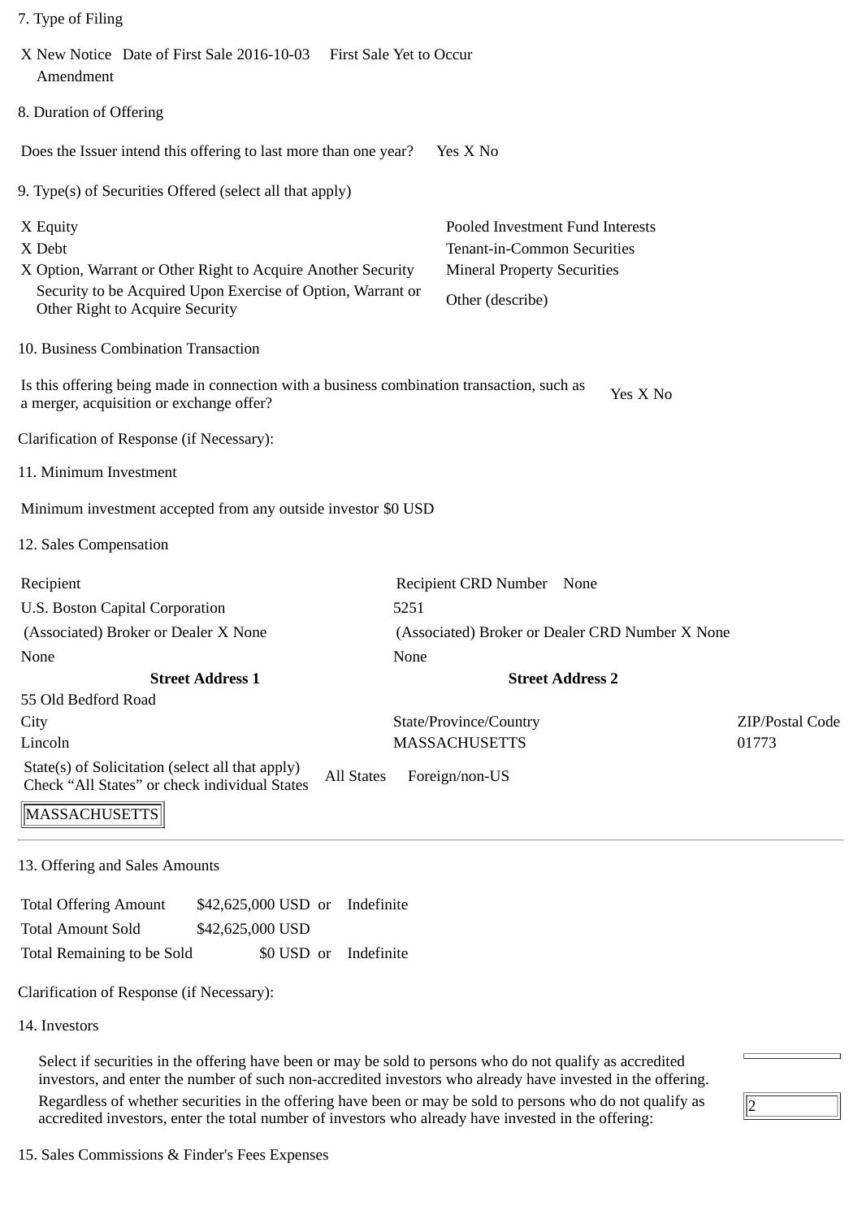7. Type of Filing

X New Notice Date of First Sale 2016-10-03 First Sale Yet to Occur
Amendment

8. Duration of Offering

Does the Issuer intend this offering to last more than one year? Yes X No

9. Type(s) of Securities Offered (select all that apply)

| | |
|---|---|
| X Equity | Pooled Investment Fund Interests |
| X Debt | Tenant-in-Common Securities |
| X Option, Warrant or Other Right to Acquire Another Security | Mineral Property Securities |
| Security to be Acquired Upon Exercise of Option, Warrant or Other Right to Acquire Security | Other (describe) |

10. Business Combination Transaction

Is this offering being made in connection with a business combination transaction, such as a merger, acquisition or exchange offer? Yes X No

Clarification of Response (if Necessary):

11. Minimum Investment

Minimum investment accepted from any outside investor $0 USD

12. Sales Compensation

| Recipient | Recipient CRD Number None | |
|---|---|---|
| U.S. Boston Capital Corporation | 5251 | |
| (Associated) Broker or Dealer X None | (Associated) Broker or Dealer CRD Number X None | |
| None | None | |
| **Street Address 1** | **Street Address 2** | |
| 55 Old Bedford Road | | |
| City | State/Province/Country | ZIP/Postal Code |
| Lincoln | MASSACHUSETTS | 01773 |

State(s) of Solicitation (select all that apply)
Check "All States" or check individual States All States Foreign/non-US

MASSACHUSETTS

13. Offering and Sales Amounts

| | | | |
|---|---|---|---|
| Total Offering Amount | $42,625,000 USD | or | Indefinite |
| Total Amount Sold | $42,625,000 USD | | |
| Total Remaining to be Sold | $0 USD | or | Indefinite |

Clarification of Response (if Necessary):

14. Investors

Select if securities in the offering have been or may be sold to persons who do not qualify as accredited investors, and enter the number of such non-accredited investors who already have invested in the offering.

Regardless of whether securities in the offering have been or may be sold to persons who do not qualify as accredited investors, enter the total number of investors who already have invested in the offering: 2

15. Sales Commissions & Finder's Fees Expenses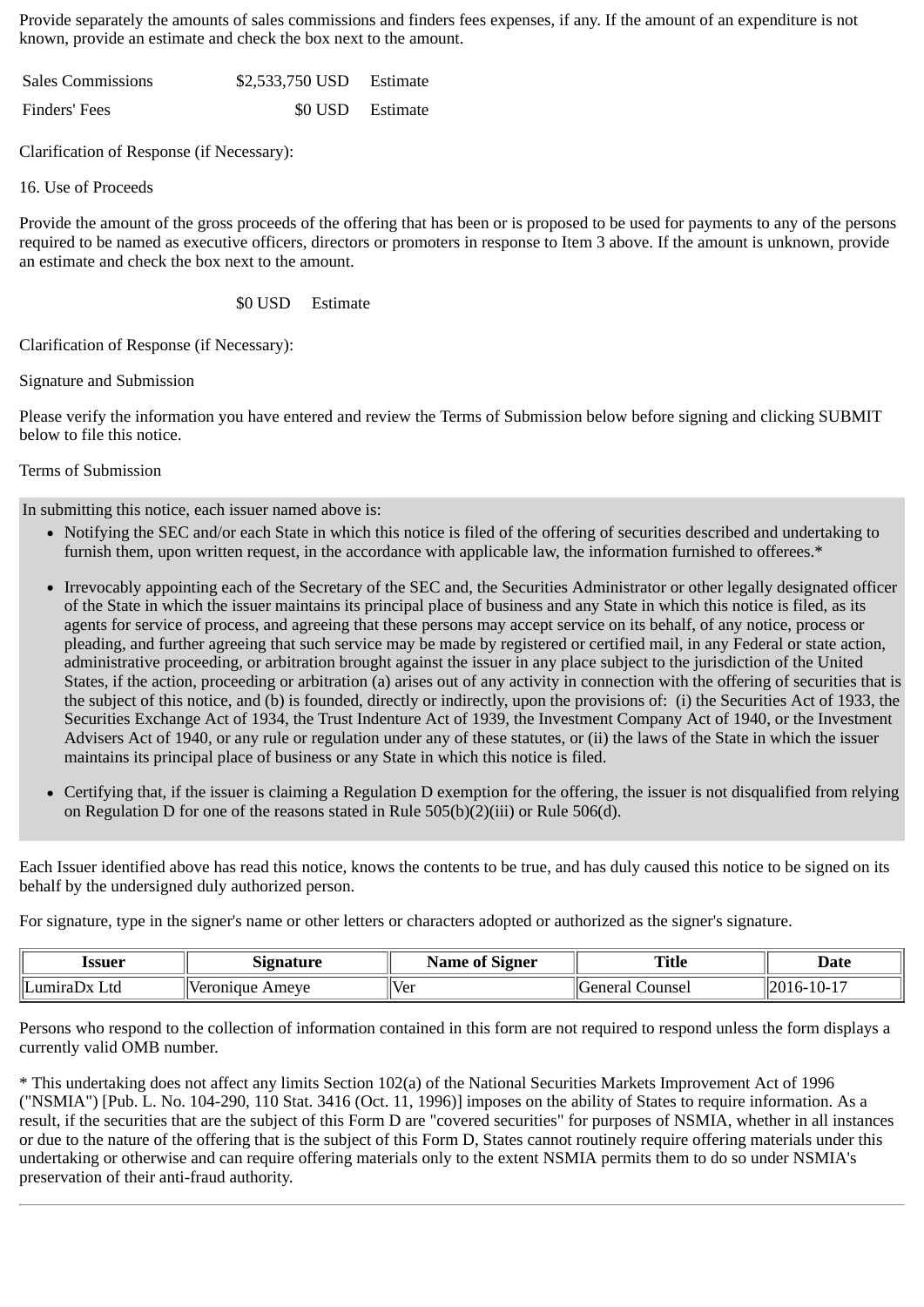Provide separately the amounts of sales commissions and finders fees expenses, if any. If the amount of an expenditure is not known, provide an estimate and check the box next to the amount.

| | | |
|---|---|---|
| Sales Commissions | $2,533,750 USD | Estimate |
| Finders' Fees | $0 USD | Estimate |

Clarification of Response (if Necessary):

16. Use of Proceeds

Provide the amount of the gross proceeds of the offering that has been or is proposed to be used for payments to any of the persons required to be named as executive officers, directors or promoters in response to Item 3 above. If the amount is unknown, provide an estimate and check the box next to the amount.

$0 USD Estimate

Clarification of Response (if Necessary):

Signature and Submission

Please verify the information you have entered and review the Terms of Submission below before signing and clicking SUBMIT below to file this notice.

Terms of Submission

In submitting this notice, each issuer named above is:

- Notifying the SEC and/or each State in which this notice is filed of the offering of securities described and undertaking to furnish them, upon written request, in the accordance with applicable law, the information furnished to offerees.*
- Irrevocably appointing each of the Secretary of the SEC and, the Securities Administrator or other legally designated officer of the State in which the issuer maintains its principal place of business and any State in which this notice is filed, as its agents for service of process, and agreeing that these persons may accept service on its behalf, of any notice, process or pleading, and further agreeing that such service may be made by registered or certified mail, in any Federal or state action, administrative proceeding, or arbitration brought against the issuer in any place subject to the jurisdiction of the United States, if the action, proceeding or arbitration (a) arises out of any activity in connection with the offering of securities that is the subject of this notice, and (b) is founded, directly or indirectly, upon the provisions of: (i) the Securities Act of 1933, the Securities Exchange Act of 1934, the Trust Indenture Act of 1939, the Investment Company Act of 1940, or the Investment Advisers Act of 1940, or any rule or regulation under any of these statutes, or (ii) the laws of the State in which the issuer maintains its principal place of business or any State in which this notice is filed.
- Certifying that, if the issuer is claiming a Regulation D exemption for the offering, the issuer is not disqualified from relying on Regulation D for one of the reasons stated in Rule 505(b)(2)(iii) or Rule 506(d).

Each Issuer identified above has read this notice, knows the contents to be true, and has duly caused this notice to be signed on its behalf by the undersigned duly authorized person.

For signature, type in the signer's name or other letters or characters adopted or authorized as the signer's signature.

| Issuer | Signature | Name of Signer | Title | Date |
|---|---|---|---|---|
| LumiraDx Ltd | Veronique Ameye | Ver | General Counsel | 2016-10-17 |

Persons who respond to the collection of information contained in this form are not required to respond unless the form displays a currently valid OMB number.

* This undertaking does not affect any limits Section 102(a) of the National Securities Markets Improvement Act of 1996 ("NSMIA") [Pub. L. No. 104-290, 110 Stat. 3416 (Oct. 11, 1996)] imposes on the ability of States to require information. As a result, if the securities that are the subject of this Form D are "covered securities" for purposes of NSMIA, whether in all instances or due to the nature of the offering that is the subject of this Form D, States cannot routinely require offering materials under this undertaking or otherwise and can require offering materials only to the extent NSMIA permits them to do so under NSMIA's preservation of their anti-fraud authority.